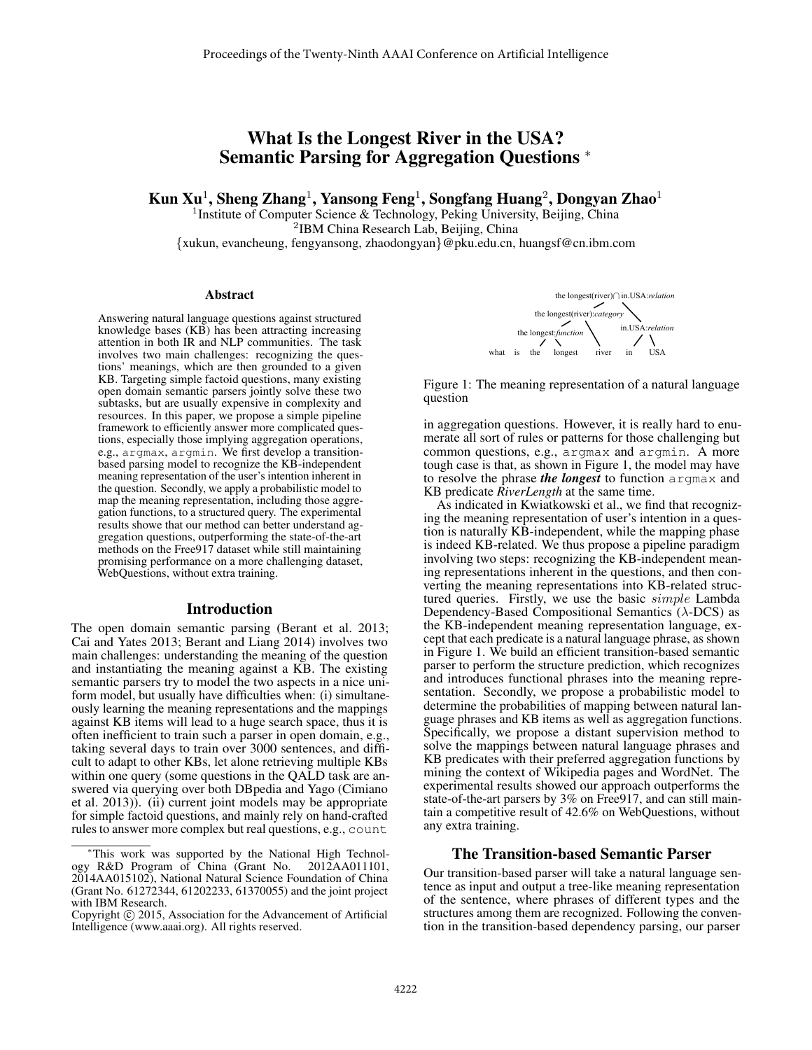# What Is the Longest River in the USA? Semantic Parsing for Aggregation Questions *

**Kun Xu[1], Sheng Zhang[1], Yansong Feng[1], Songfang Huang[2], Dongyan Zhao[1]**

[1]Institute of Computer Science & Technology, Peking University, Beijing, China
[2]IBM China Research Lab, Beijing, China
{xukun, evancheung, fengyansong, zhaodongyan}@pku.edu.cn, huangsf@cn.ibm.com

## Abstract

Answering natural language questions against structured knowledge bases (KB) has been attracting increasing attention in both IR and NLP communities. The task involves two main challenges: recognizing the questions' meanings, which are then grounded to a given KB. Targeting simple factoid questions, many existing open domain semantic parsers jointly solve these two subtasks, but are usually expensive in complexity and resources. In this paper, we propose a simple pipeline framework to efficiently answer more complicated questions, especially those implying aggregation operations, e.g., `argmax`, `argmin`. We first develop a transition-based parsing model to recognize the KB-independent meaning representation of the user's intention inherent in the question. Secondly, we apply a probabilistic model to map the meaning representation, including those aggregation functions, to a structured query. The experimental results showe that our method can better understand aggregation questions, outperforming the state-of-the-art methods on the Free917 dataset while still maintaining promising performance on a more challenging dataset, WebQuestions, without extra training.

## Introduction

The open domain semantic parsing (Berant et al. 2013; Cai and Yates 2013; Berant and Liang 2014) involves two main challenges: understanding the meaning of the question and instantiating the meaning against a KB. The existing semantic parsers try to model the two aspects in a nice uniform model, but usually have difficulties when: (i) simultaneously learning the meaning representations and the mappings against KB items will lead to a huge search space, thus it is often inefficient to train such a parser in open domain, e.g., taking several days to train over 3000 sentences, and difficult to adapt to other KBs, let alone retrieving multiple KBs within one query (some questions in the QALD task are answered via querying over both DBpedia and Yago (Cimiano et al. 2013)). (ii) current joint models may be appropriate for simple factoid questions, and mainly rely on hand-crafted rules to answer more complex but real questions, e.g., `count` in aggregation questions. However, it is really hard to enumerate all sort of rules or patterns for those challenging but common questions, e.g., `argmax` and `argmin`. A more tough case is that, as shown in Figure 1, the model may have to resolve the phrase ***the longest*** to function `argmax` and KB predicate *RiverLength* at the same time.

```
                 the longest(river)∩in.USA:relation
                 /                        \
     the longest(river):category           \
        /                  \            in.USA:relation
 the longest:function       \              /      \
    /        \               \            /        \
what is the   longest       river        in       USA
```

Figure 1: The meaning representation of a natural language question

As indicated in Kwiatkowski et al., we find that recognizing the meaning representation of user's intention in a question is naturally KB-independent, while the mapping phase is indeed KB-related. We thus propose a pipeline paradigm involving two steps: recognizing the KB-independent meaning representations inherent in the questions, and then converting the meaning representations into KB-related structured queries. Firstly, we use the basic *simple* Lambda Dependency-Based Compositional Semantics ($\lambda$-DCS) as the KB-independent meaning representation language, except that each predicate is a natural language phrase, as shown in Figure 1. We build an efficient transition-based semantic parser to perform the structure prediction, which recognizes and introduces functional phrases into the meaning representation. Secondly, we propose a probabilistic model to determine the probabilities of mapping between natural language phrases and KB items as well as aggregation functions. Specifically, we propose a distant supervision method to solve the mappings between natural language phrases and KB predicates with their preferred aggregation functions by mining the context of Wikipedia pages and WordNet. The experimental results showed our approach outperforms the state-of-the-art parsers by 3% on Free917, and can still maintain a competitive result of 42.6% on WebQuestions, without any extra training.

## The Transition-based Semantic Parser

Our transition-based parser will take a natural language sentence as input and output a tree-like meaning representation of the sentence, where phrases of different types and the structures among them are recognized. Following the convention in the transition-based dependency parsing, our parser

---

*This work was supported by the National High Technology R&D Program of China (Grant No. 2012AA011101, 2014AA015102), National Natural Science Foundation of China (Grant No. 61272344, 61202233, 61370055) and the joint project with IBM Research.

Copyright © 2015, Association for the Advancement of Artificial Intelligence (www.aaai.org). All rights reserved.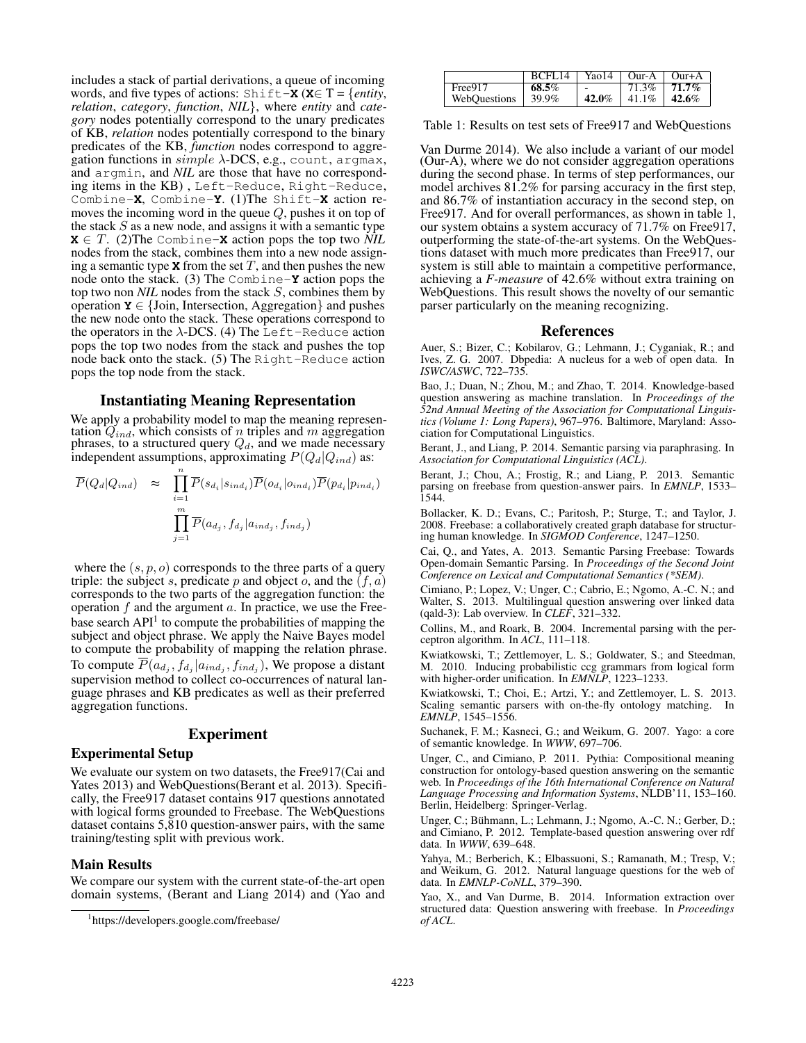includes a stack of partial derivations, a queue of incoming words, and five types of actions: Shift-**X** (**X**∈ T = {*entity*, *relation*, *category*, *function*, *NIL*}, where *entity* and *category* nodes potentially correspond to the unary predicates of KB, *relation* nodes potentially correspond to the binary predicates of the KB, *function* nodes correspond to aggregation functions in *simple* $\lambda$-DCS, e.g., count, argmax, and argmin, and *NIL* are those that have no corresponding items in the KB) , Left-Reduce, Right-Reduce, Combine-**X**, Combine-**Y**. (1)The Shift-**X** action removes the incoming word in the queue $Q$, pushes it on top of the stack $S$ as a new node, and assigns it with a semantic type $\mathbf{X} \in T$. (2)The Combine-**X** action pops the top two *NIL* nodes from the stack, combines them into a new node assigning a semantic type **X** from the set $T$, and then pushes the new node onto the stack. (3) The Combine-**Y** action pops the top two non *NIL* nodes from the stack $S$, combines them by operation $\mathbf{Y} \in$ {Join, Intersection, Aggregation} and pushes the new node onto the stack. These operations correspond to the operators in the $\lambda$-DCS. (4) The Left-Reduce action pops the top two nodes from the stack and pushes the top node back onto the stack. (5) The Right-Reduce action pops the top node from the stack.

## Instantiating Meaning Representation

We apply a probability model to map the meaning representation $Q_{ind}$, which consists of $n$ triples and $m$ aggregation phrases, to a structured query $Q_d$, and we made necessary independent assumptions, approximating $P(Q_d|Q_{ind})$ as:

$$\overline{P}(Q_d|Q_{ind}) \approx \prod_{i=1}^{n} \overline{P}(s_{d_i}|s_{ind_i})\overline{P}(o_{d_i}|o_{ind_i})\overline{P}(p_{d_i}|p_{ind_i}) \prod_{j=1}^{m} \overline{P}(a_{d_j}, f_{d_j}|a_{ind_j}, f_{ind_j})$$

where the $(s, p, o)$ corresponds to the three parts of a query triple: the subject $s$, predicate $p$ and object $o$, and the $(f, a)$ corresponds to the two parts of the aggregation function: the operation $f$ and the argument $a$. In practice, we use the Freebase search API[1] to compute the probabilities of mapping the subject and object phrase. We apply the Naive Bayes model to compute the probability of mapping the relation phrase. To compute $\overline{P}(a_{d_j}, f_{d_j}|a_{ind_j}, f_{ind_j})$, We propose a distant supervision method to collect co-occurrences of natural language phrases and KB predicates as well as their preferred aggregation functions.

## Experiment

### Experimental Setup

We evaluate our system on two datasets, the Free917(Cai and Yates 2013) and WebQuestions(Berant et al. 2013). Specifically, the Free917 dataset contains 917 questions annotated with logical forms grounded to Freebase. The WebQuestions dataset contains 5,810 question-answer pairs, with the same training/testing split with previous work.

### Main Results

We compare our system with the current state-of-the-art open domain systems, (Berant and Liang 2014) and (Yao and Van Durme 2014). We also include a variant of our model (Our-A), where we do not consider aggregation operations during the second phase. In terms of step performances, our model archives 81.2% for parsing accuracy in the first step, and 86.7% of instantiation accuracy in the second step, on Free917. And for overall performances, as shown in table 1, our system obtains a system accuracy of 71.7% on Free917, outperforming the state-of-the-art systems. On the WebQuestions dataset with much more predicates than Free917, our system is still able to maintain a competitive performance, achieving a *F-measure* of 42.6% without extra training on WebQuestions. This result shows the novelty of our semantic parser particularly on the meaning recognizing.

| | BCFL14 | Yao14 | Our-A | Our+A |
|---|---|---|---|---|
| Free917 | **68.5**% | - | 71.3% | **71.7%** |
| WebQuestions | 39.9% | **42.0**% | 41.1% | **42.6**% |

Table 1: Results on test sets of Free917 and WebQuestions

[1] https://developers.google.com/freebase/

## References

Auer, S.; Bizer, C.; Kobilarov, G.; Lehmann, J.; Cyganiak, R.; and Ives, Z. G. 2007. Dbpedia: A nucleus for a web of open data. In *ISWC/ASWC*, 722–735.

Bao, J.; Duan, N.; Zhou, M.; and Zhao, T. 2014. Knowledge-based question answering as machine translation. In *Proceedings of the 52nd Annual Meeting of the Association for Computational Linguistics (Volume 1: Long Papers)*, 967–976. Baltimore, Maryland: Association for Computational Linguistics.

Berant, J., and Liang, P. 2014. Semantic parsing via paraphrasing. In *Association for Computational Linguistics (ACL)*.

Berant, J.; Chou, A.; Frostig, R.; and Liang, P. 2013. Semantic parsing on freebase from question-answer pairs. In *EMNLP*, 1533–1544.

Bollacker, K. D.; Evans, C.; Paritosh, P.; Sturge, T.; and Taylor, J. 2008. Freebase: a collaboratively created graph database for structuring human knowledge. In *SIGMOD Conference*, 1247–1250.

Cai, Q., and Yates, A. 2013. Semantic Parsing Freebase: Towards Open-domain Semantic Parsing. In *Proceedings of the Second Joint Conference on Lexical and Computational Semantics (*SEM)*.

Cimiano, P.; Lopez, V.; Unger, C.; Cabrio, E.; Ngomo, A.-C. N.; and Walter, S. 2013. Multilingual question answering over linked data (qald-3): Lab overview. In *CLEF*, 321–332.

Collins, M., and Roark, B. 2004. Incremental parsing with the perceptron algorithm. In *ACL*, 111–118.

Kwiatkowski, T.; Zettlemoyer, L. S.; Goldwater, S.; and Steedman, M. 2010. Inducing probabilistic ccg grammars from logical form with higher-order unification. In *EMNLP*, 1223–1233.

Kwiatkowski, T.; Choi, E.; Artzi, Y.; and Zettlemoyer, L. S. 2013. Scaling semantic parsers with on-the-fly ontology matching. In *EMNLP*, 1545–1556.

Suchanek, F. M.; Kasneci, G.; and Weikum, G. 2007. Yago: a core of semantic knowledge. In *WWW*, 697–706.

Unger, C., and Cimiano, P. 2011. Pythia: Compositional meaning construction for ontology-based question answering on the semantic web. In *Proceedings of the 16th International Conference on Natural Language Processing and Information Systems*, NLDB'11, 153–160. Berlin, Heidelberg: Springer-Verlag.

Unger, C.; Bühmann, L.; Lehmann, J.; Ngomo, A.-C. N.; Gerber, D.; and Cimiano, P. 2012. Template-based question answering over rdf data. In *WWW*, 639–648.

Yahya, M.; Berberich, K.; Elbassuoni, S.; Ramanath, M.; Tresp, V.; and Weikum, G. 2012. Natural language questions for the web of data. In *EMNLP-CoNLL*, 379–390.

Yao, X., and Van Durme, B. 2014. Information extraction over structured data: Question answering with freebase. In *Proceedings of ACL*.